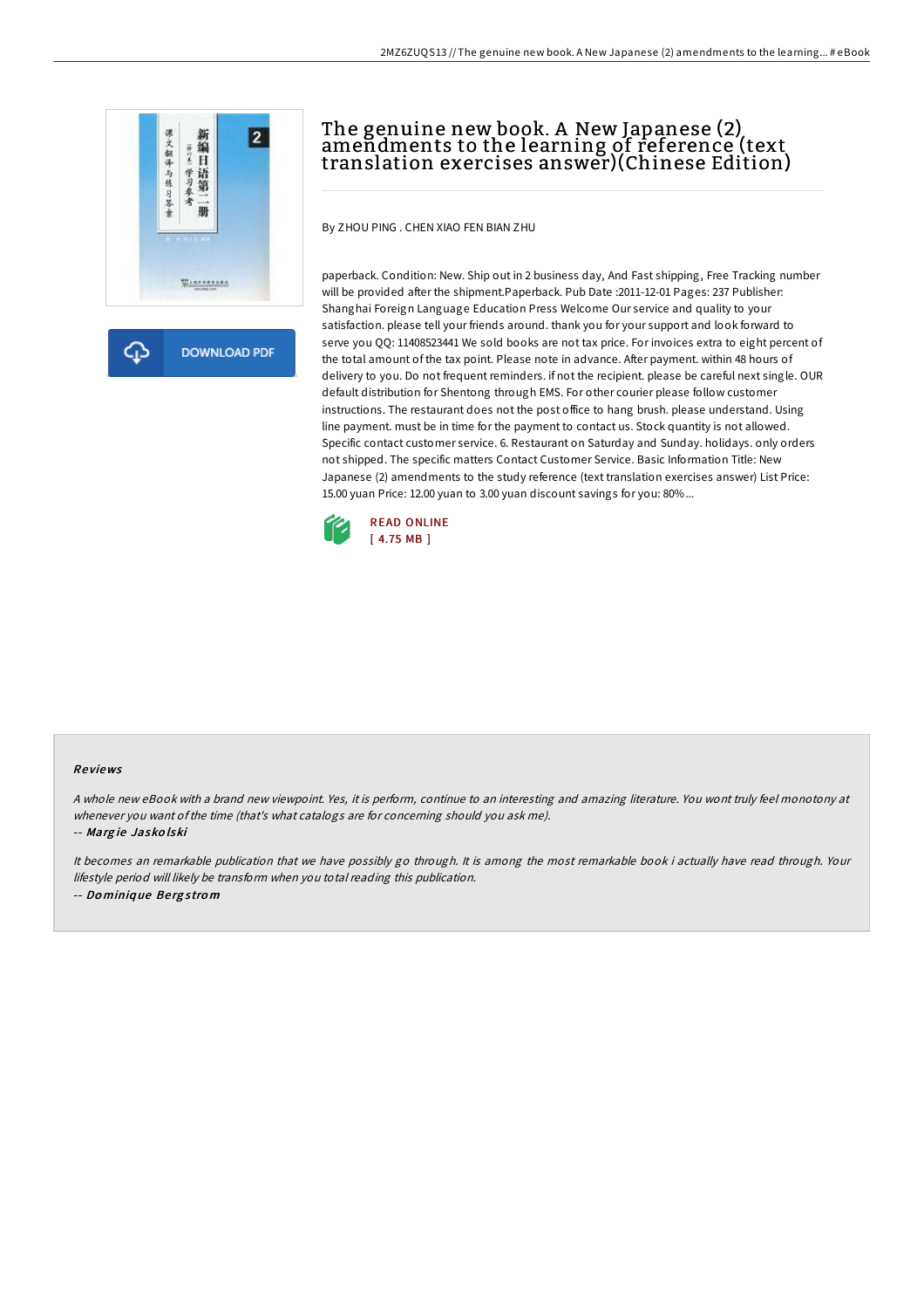# The genuine new book. A New Japanese (2) amendments to the learning of reference (text translation exercises answer)(Chinese Edition)

By ZHOU PING . CHEN XIAO FEN BIAN ZHU

paperback. Condition: New. Ship out in 2 business day, And Fast shipping, Free Tracking number will be provided after the shipment.Paperback. Pub Date :2011-12-01 Pages: 237 Publisher: Shanghai Foreign Language Education Press Welcome Our service and quality to your satisfaction. please tell your friends around. thank you for your support and look forward to serve you QQ: 11408523441 We sold books are not tax price. For invoices extra to eight percent of the total amount of the tax point. Please note in advance. After payment. within 48 hours of delivery to you. Do not frequent reminders. if not the recipient. please be careful next single. OUR default distribution for Shentong through EMS. For other courier please follow customer instructions. The restaurant does not the post office to hang brush. please understand. Using line payment. must be in time for the payment to contact us. Stock quantity is not allowed. Specific contact customer service. 6. Restaurant on Saturday and Sunday. holidays. only orders not shipped. The specific matters Contact Customer Service. Basic Information Title: New Japanese (2) amendments to the study reference (text translation exercises answer) List Price: 15.00 yuan Price: 12.00 yuan to 3.00 yuan discount savings for you: 80%...

READ ONLINE
[ 4.75 MB ]

## Reviews

*A whole new eBook with a brand new viewpoint. Yes, it is perform, continue to an interesting and amazing literature. You wont truly feel monotony at whenever you want of the time (that's what catalogs are for concerning should you ask me).*

-- ***Margie Jaskolski***

*It becomes an remarkable publication that we have possibly go through. It is among the most remarkable book i actually have read through. Your lifestyle period will likely be transform when you total reading this publication.*

-- ***Dominique Bergstrom***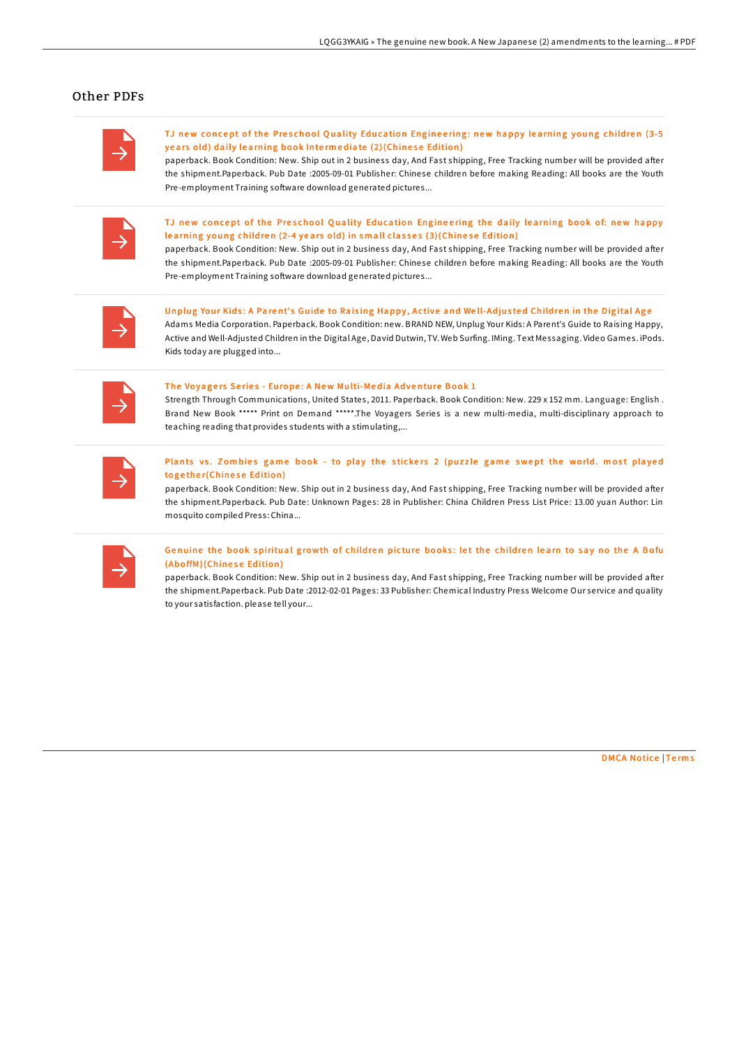## Other PDFs

**TJ new concept of the Preschool Quality Education Engineering: new happy learning young children (3-5 years old) daily learning book Intermediate (2)(Chinese Edition)**

paperback. Book Condition: New. Ship out in 2 business day, And Fast shipping, Free Tracking number will be provided after the shipment.Paperback. Pub Date :2005-09-01 Publisher: Chinese children before making Reading: All books are the Youth Pre-employment Training software download generated pictures...

**TJ new concept of the Preschool Quality Education Engineering the daily learning book of: new happy learning young children (2-4 years old) in small classes (3)(Chinese Edition)**

paperback. Book Condition: New. Ship out in 2 business day, And Fast shipping, Free Tracking number will be provided after the shipment.Paperback. Pub Date :2005-09-01 Publisher: Chinese children before making Reading: All books are the Youth Pre-employment Training software download generated pictures...

**Unplug Your Kids: A Parent's Guide to Raising Happy, Active and Well-Adjusted Children in the Digital Age**

Adams Media Corporation. Paperback. Book Condition: new. BRAND NEW, Unplug Your Kids: A Parent's Guide to Raising Happy, Active and Well-Adjusted Children in the Digital Age, David Dutwin, TV. Web Surfing. IMing. Text Messaging. Video Games. iPods. Kids today are plugged into...

**The Voyagers Series - Europe: A New Multi-Media Adventure Book 1**

Strength Through Communications, United States, 2011. Paperback. Book Condition: New. 229 x 152 mm. Language: English . Brand New Book ***** Print on Demand *****.The Voyagers Series is a new multi-media, multi-disciplinary approach to teaching reading that provides students with a stimulating,...

**Plants vs. Zombies game book - to play the stickers 2 (puzzle game swept the world. most played together(Chinese Edition)**

paperback. Book Condition: New. Ship out in 2 business day, And Fast shipping, Free Tracking number will be provided after the shipment.Paperback. Pub Date: Unknown Pages: 28 in Publisher: China Children Press List Price: 13.00 yuan Author: Lin mosquito compiled Press: China...

**Genuine the book spiritual growth of children picture books: let the children learn to say no the A Bofu (AboffM)(Chinese Edition)**

paperback. Book Condition: New. Ship out in 2 business day, And Fast shipping, Free Tracking number will be provided after the shipment.Paperback. Pub Date :2012-02-01 Pages: 33 Publisher: Chemical Industry Press Welcome Our service and quality to your satisfaction. please tell your...

DMCA Notice | Terms